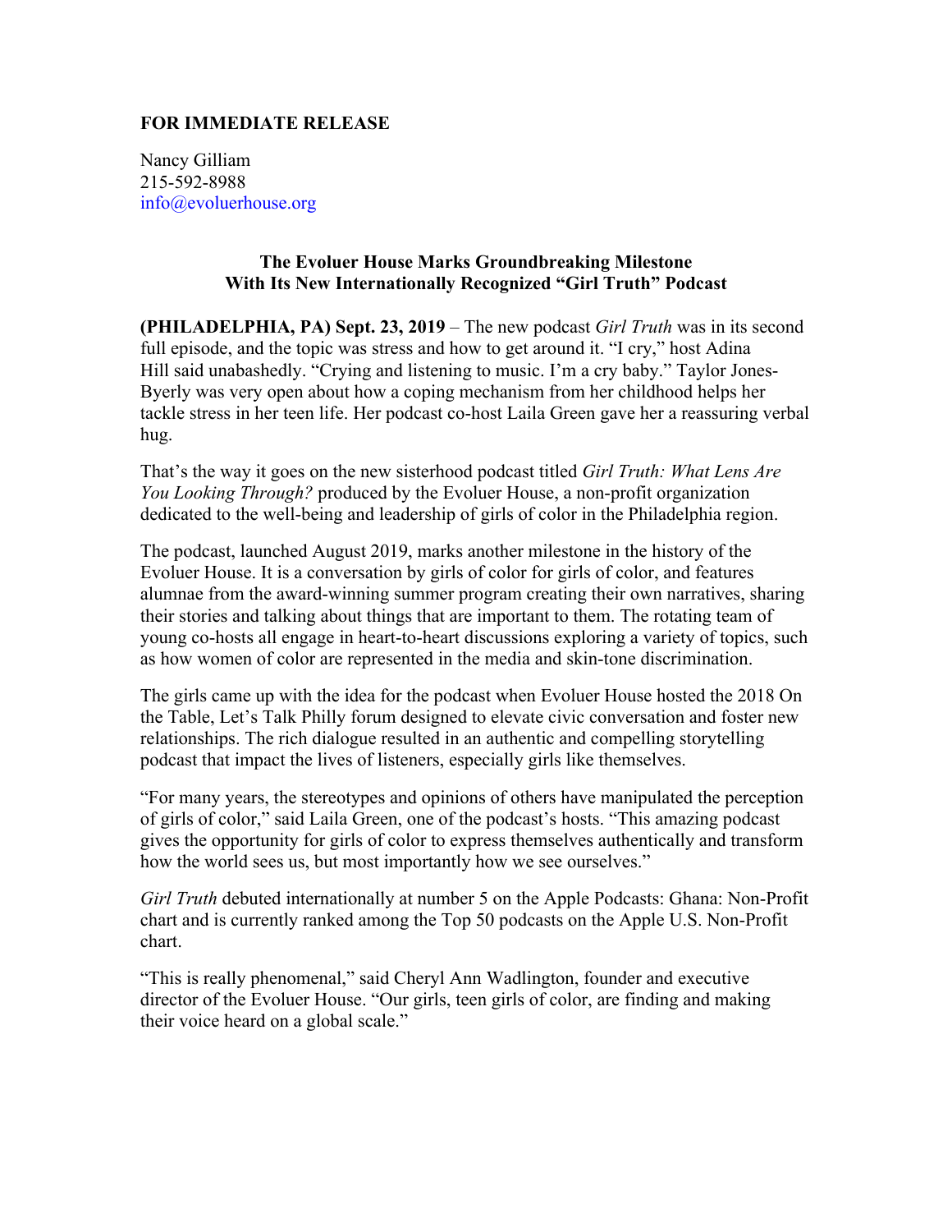**FOR IMMEDIATE RELEASE**

Nancy Gilliam
215-592-8988
info@evoluerhouse.org

## The Evoluer House Marks Groundbreaking Milestone With Its New Internationally Recognized "Girl Truth" Podcast

**(PHILADELPHIA, PA) Sept. 23, 2019** – The new podcast *Girl Truth* was in its second full episode, and the topic was stress and how to get around it. "I cry," host Adina Hill said unabashedly. "Crying and listening to music. I'm a cry baby." Taylor Jones-Byerly was very open about how a coping mechanism from her childhood helps her tackle stress in her teen life. Her podcast co-host Laila Green gave her a reassuring verbal hug.

That's the way it goes on the new sisterhood podcast titled *Girl Truth: What Lens Are You Looking Through?* produced by the Evoluer House, a non-profit organization dedicated to the well-being and leadership of girls of color in the Philadelphia region.

The podcast, launched August 2019, marks another milestone in the history of the Evoluer House. It is a conversation by girls of color for girls of color, and features alumnae from the award-winning summer program creating their own narratives, sharing their stories and talking about things that are important to them. The rotating team of young co-hosts all engage in heart-to-heart discussions exploring a variety of topics, such as how women of color are represented in the media and skin-tone discrimination.

The girls came up with the idea for the podcast when Evoluer House hosted the 2018 On the Table, Let's Talk Philly forum designed to elevate civic conversation and foster new relationships. The rich dialogue resulted in an authentic and compelling storytelling podcast that impact the lives of listeners, especially girls like themselves.

"For many years, the stereotypes and opinions of others have manipulated the perception of girls of color," said Laila Green, one of the podcast's hosts. "This amazing podcast gives the opportunity for girls of color to express themselves authentically and transform how the world sees us, but most importantly how we see ourselves."

*Girl Truth* debuted internationally at number 5 on the Apple Podcasts: Ghana: Non-Profit chart and is currently ranked among the Top 50 podcasts on the Apple U.S. Non-Profit chart.

"This is really phenomenal," said Cheryl Ann Wadlington, founder and executive director of the Evoluer House. "Our girls, teen girls of color, are finding and making their voice heard on a global scale."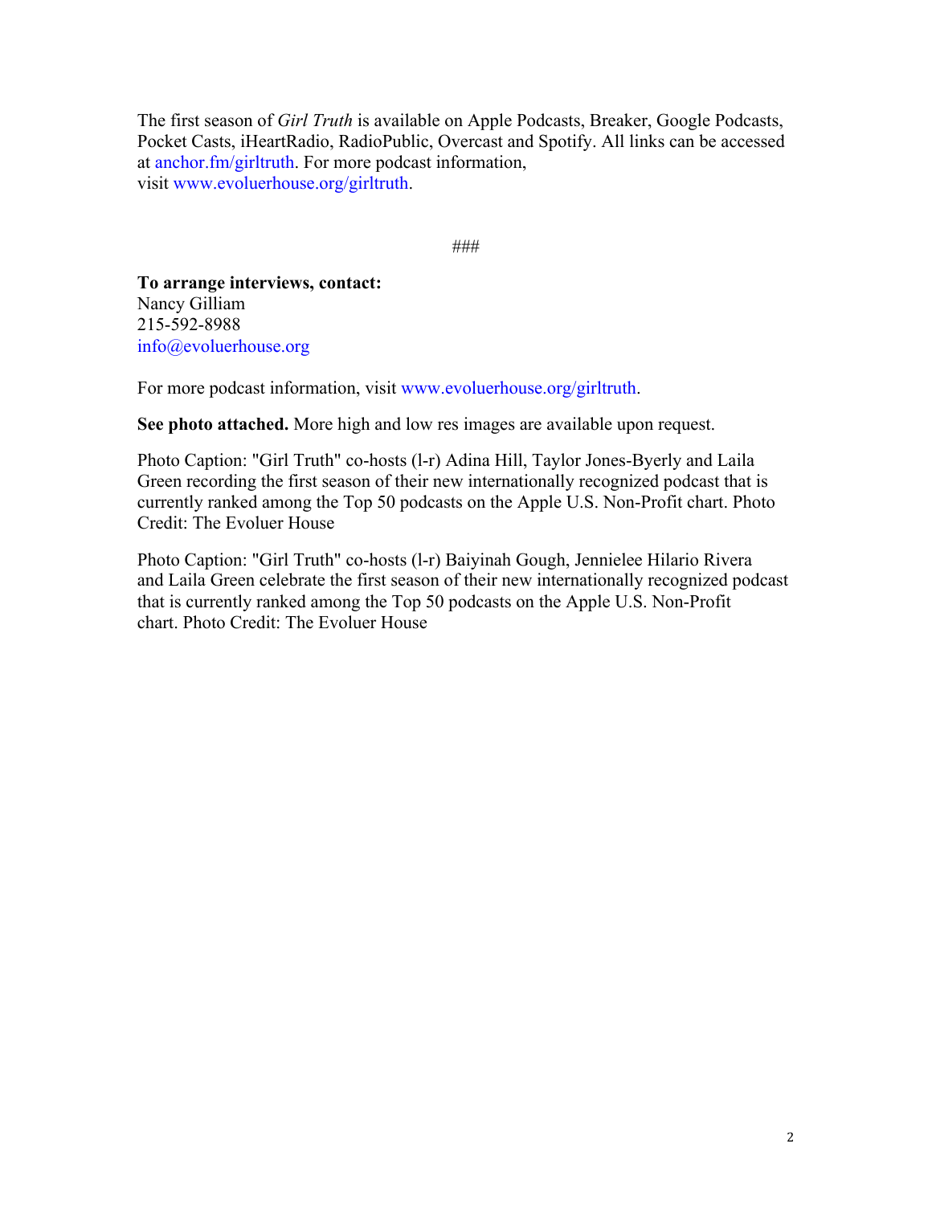The first season of *Girl Truth* is available on Apple Podcasts, Breaker, Google Podcasts, Pocket Casts, iHeartRadio, RadioPublic, Overcast and Spotify. All links can be accessed at anchor.fm/girltruth. For more podcast information, visit www.evoluerhouse.org/girltruth.

###

**To arrange interviews, contact:**
Nancy Gilliam
215-592-8988
info@evoluerhouse.org

For more podcast information, visit www.evoluerhouse.org/girltruth.

**See photo attached.** More high and low res images are available upon request.

Photo Caption: "Girl Truth" co-hosts (l-r) Adina Hill, Taylor Jones-Byerly and Laila Green recording the first season of their new internationally recognized podcast that is currently ranked among the Top 50 podcasts on the Apple U.S. Non-Profit chart. Photo Credit: The Evoluer House

Photo Caption: "Girl Truth" co-hosts (l-r) Baiyinah Gough, Jennielee Hilario Rivera and Laila Green celebrate the first season of their new internationally recognized podcast that is currently ranked among the Top 50 podcasts on the Apple U.S. Non-Profit chart. Photo Credit: The Evoluer House